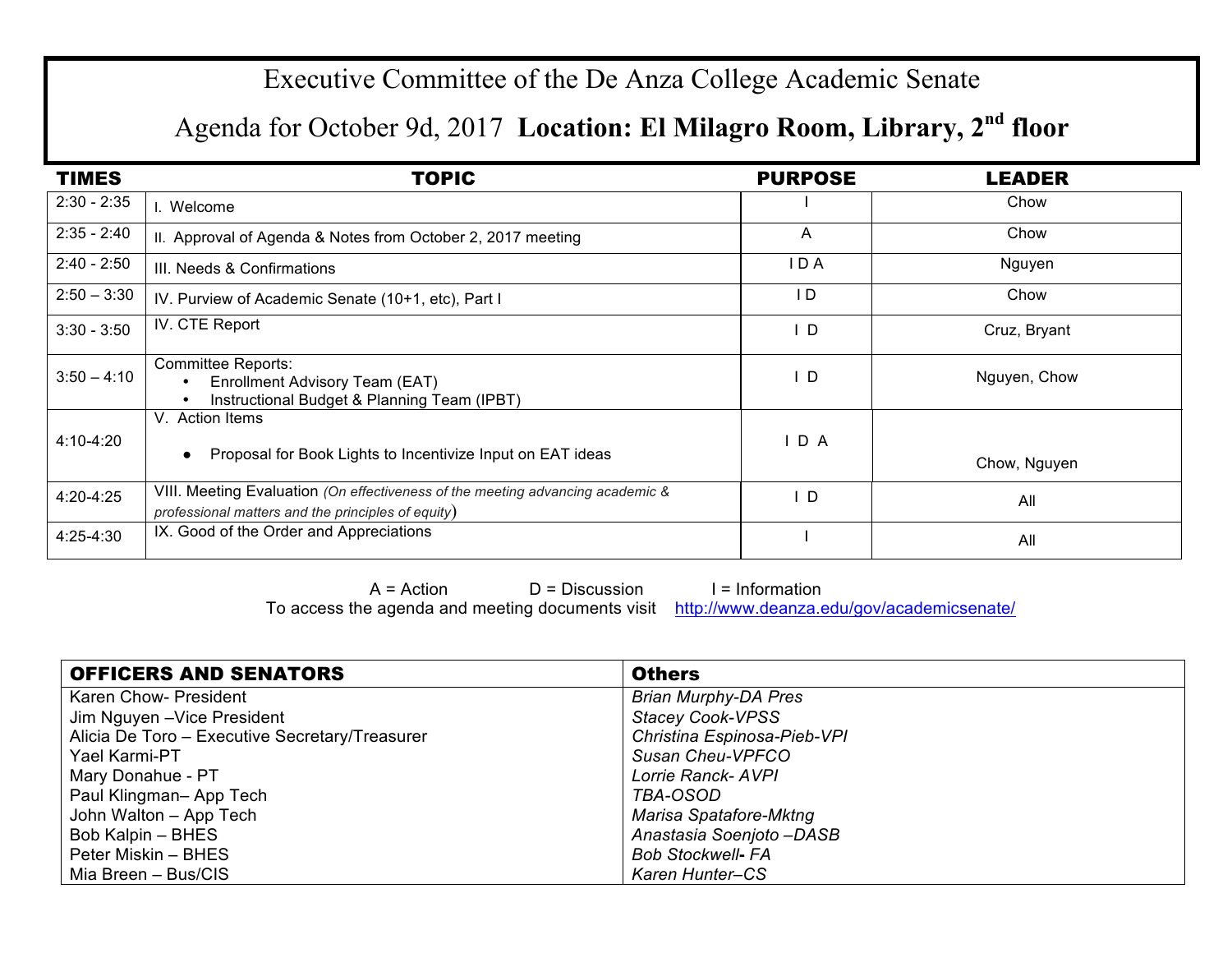# Executive Committee of the De Anza College Academic Senate

## Agenda for October 9d, 2017 **Location: El Milagro Room, Library, 2nd floor**

| TIMES | TOPIC | PURPOSE | LEADER |
|---|---|---|---|
| 2:30 - 2:35 | I. Welcome | I | Chow |
| 2:35 - 2:40 | II. Approval of Agenda & Notes from October 2, 2017 meeting | A | Chow |
| 2:40 - 2:50 | III. Needs & Confirmations | I D A | Nguyen |
| 2:50 – 3:30 | IV. Purview of Academic Senate (10+1, etc), Part I | I D | Chow |
| 3:30 - 3:50 | IV. CTE Report | I D | Cruz, Bryant |
| 3:50 – 4:10 | Committee Reports:<br>• Enrollment Advisory Team (EAT)<br>• Instructional Budget & Planning Team (IPBT) | I D | Nguyen, Chow |
| 4:10-4:20 | V. Action Items<br>• Proposal for Book Lights to Incentivize Input on EAT ideas | I D A | Chow, Nguyen |
| 4:20-4:25 | VIII. Meeting Evaluation *(On effectiveness of the meeting advancing academic & professional matters and the principles of equity)* | I D | All |
| 4:25-4:30 | IX. Good of the Order and Appreciations | I | All |

A = Action D = Discussion I = Information

To access the agenda and meeting documents visit http://www.deanza.edu/gov/academicsenate/

| OFFICERS AND SENATORS | Others |
|---|---|
| Karen Chow- President | *Brian Murphy-DA Pres* |
| Jim Nguyen –Vice President | *Stacey Cook-VPSS* |
| Alicia De Toro – Executive Secretary/Treasurer | *Christina Espinosa-Pieb-VPI* |
| Yael Karmi-PT | *Susan Cheu-VPFCO* |
| Mary Donahue - PT | *Lorrie Ranck- AVPI* |
| Paul Klingman– App Tech | *TBA-OSOD* |
| John Walton – App Tech | *Marisa Spatafore-Mktng* |
| Bob Kalpin – BHES | *Anastasia Soenjoto –DASB* |
| Peter Miskin – BHES | *Bob Stockwell- FA* |
| Mia Breen – Bus/CIS | *Karen Hunter–CS* |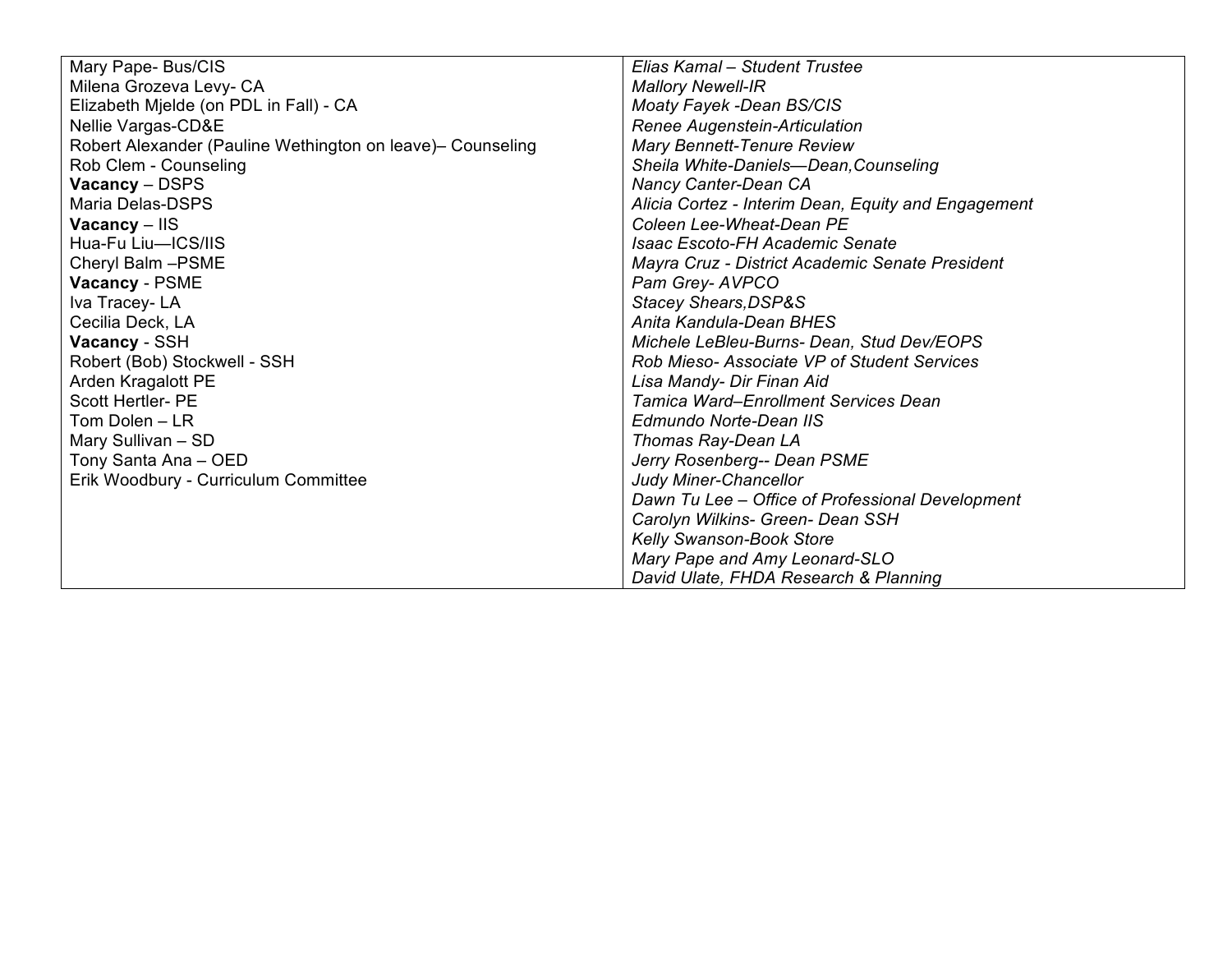| | |
|---|---|
| Mary Pape- Bus/CIS | *Elias Kamal – Student Trustee* |
| Milena Grozeva Levy- CA | *Mallory Newell-IR* |
| Elizabeth Mjelde (on PDL in Fall) - CA | *Moaty Fayek -Dean BS/CIS* |
| Nellie Vargas-CD&E | *Renee Augenstein-Articulation* |
| Robert Alexander (Pauline Wethington on leave)– Counseling | *Mary Bennett-Tenure Review* |
| Rob Clem - Counseling | *Sheila White-Daniels—Dean,Counseling* |
| **Vacancy** – DSPS | *Nancy Canter-Dean CA* |
| Maria Delas-DSPS | *Alicia Cortez - Interim Dean, Equity and Engagement* |
| **Vacancy** – IIS | *Coleen Lee-Wheat-Dean PE* |
| Hua-Fu Liu—ICS/IIS | *Isaac Escoto-FH Academic Senate* |
| Cheryl Balm –PSME | *Mayra Cruz - District Academic Senate President* |
| **Vacancy** - PSME | *Pam Grey- AVPCO* |
| Iva Tracey- LA | *Stacey Shears,DSP&S* |
| Cecilia Deck, LA | *Anita Kandula-Dean BHES* |
| **Vacancy** - SSH | *Michele LeBleu-Burns- Dean, Stud Dev/EOPS* |
| Robert (Bob) Stockwell - SSH | *Rob Mieso- Associate VP of Student Services* |
| Arden Kragalott PE | *Lisa Mandy- Dir Finan Aid* |
| Scott Hertler- PE | *Tamica Ward–Enrollment Services Dean* |
| Tom Dolen – LR | *Edmundo Norte-Dean IIS* |
| Mary Sullivan – SD | *Thomas Ray-Dean LA* |
| Tony Santa Ana – OED | *Jerry Rosenberg-- Dean PSME* |
| Erik Woodbury - Curriculum Committee | *Judy Miner-Chancellor* |
| | *Dawn Tu Lee – Office of Professional Development* |
| | *Carolyn Wilkins- Green- Dean SSH* |
| | *Kelly Swanson-Book Store* |
| | *Mary Pape and Amy Leonard-SLO* |
| | *David Ulate, FHDA Research & Planning* |